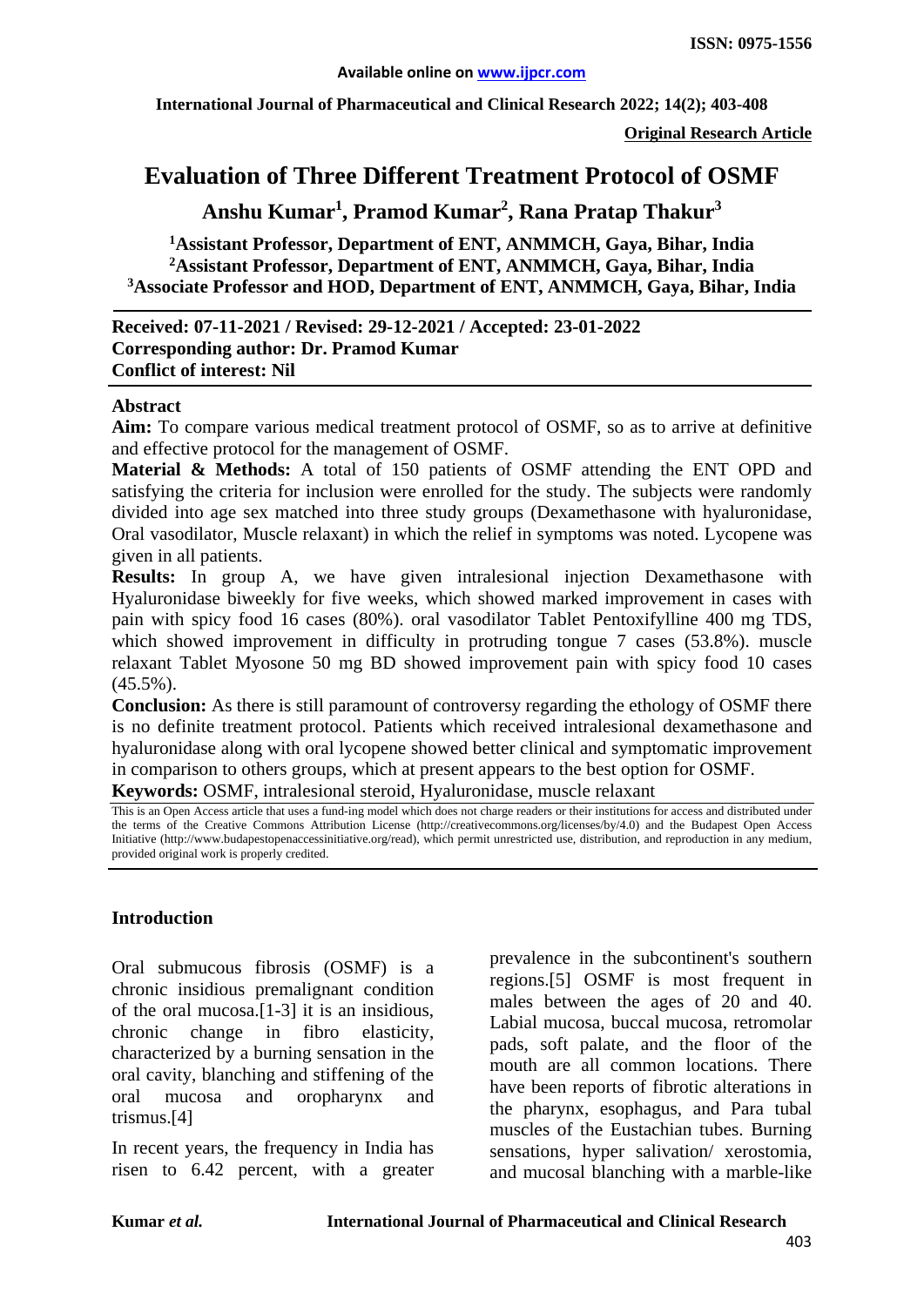**Original Research Article**

# Evaluation of Three Different Treatment Protocol of OSMF

**Anshu Kumar[1], Pramod Kumar[2], Rana Pratap Thakur[3]**

**[1]Assistant Professor, Department of ENT, ANMMCH, Gaya, Bihar, India**
**[2]Assistant Professor, Department of ENT, ANMMCH, Gaya, Bihar, India**
**[3]Associate Professor and HOD, Department of ENT, ANMMCH, Gaya, Bihar, India**

**Received: 07-11-2021 / Revised: 29-12-2021 / Accepted: 23-01-2022**
**Corresponding author: Dr. Pramod Kumar**
**Conflict of interest: Nil**

## Abstract

**Aim:** To compare various medical treatment protocol of OSMF, so as to arrive at definitive and effective protocol for the management of OSMF.

**Material & Methods:** A total of 150 patients of OSMF attending the ENT OPD and satisfying the criteria for inclusion were enrolled for the study. The subjects were randomly divided into age sex matched into three study groups (Dexamethasone with hyaluronidase, Oral vasodilator, Muscle relaxant) in which the relief in symptoms was noted. Lycopene was given in all patients.

**Results:** In group A, we have given intralesional injection Dexamethasone with Hyaluronidase biweekly for five weeks, which showed marked improvement in cases with pain with spicy food 16 cases (80%). oral vasodilator Tablet Pentoxifylline 400 mg TDS, which showed improvement in difficulty in protruding tongue 7 cases (53.8%). muscle relaxant Tablet Myosone 50 mg BD showed improvement pain with spicy food 10 cases (45.5%).

**Conclusion:** As there is still paramount of controversy regarding the ethology of OSMF there is no definite treatment protocol. Patients which received intralesional dexamethasone and hyaluronidase along with oral lycopene showed better clinical and symptomatic improvement in comparison to others groups, which at present appears to the best option for OSMF.

**Keywords:** OSMF, intralesional steroid, Hyaluronidase, muscle relaxant

This is an Open Access article that uses a fund-ing model which does not charge readers or their institutions for access and distributed under the terms of the Creative Commons Attribution License (http://creativecommons.org/licenses/by/4.0) and the Budapest Open Access Initiative (http://www.budapestopenaccessinitiative.org/read), which permit unrestricted use, distribution, and reproduction in any medium, provided original work is properly credited.

## Introduction

Oral submucous fibrosis (OSMF) is a chronic insidious premalignant condition of the oral mucosa.[1-3] it is an insidious, chronic change in fibro elasticity, characterized by a burning sensation in the oral cavity, blanching and stiffening of the oral mucosa and oropharynx and trismus.[4]

In recent years, the frequency in India has risen to 6.42 percent, with a greater prevalence in the subcontinent's southern regions.[5] OSMF is most frequent in males between the ages of 20 and 40. Labial mucosa, buccal mucosa, retromolar pads, soft palate, and the floor of the mouth are all common locations. There have been reports of fibrotic alterations in the pharynx, esophagus, and Para tubal muscles of the Eustachian tubes. Burning sensations, hyper salivation/ xerostomia, and mucosal blanching with a marble-like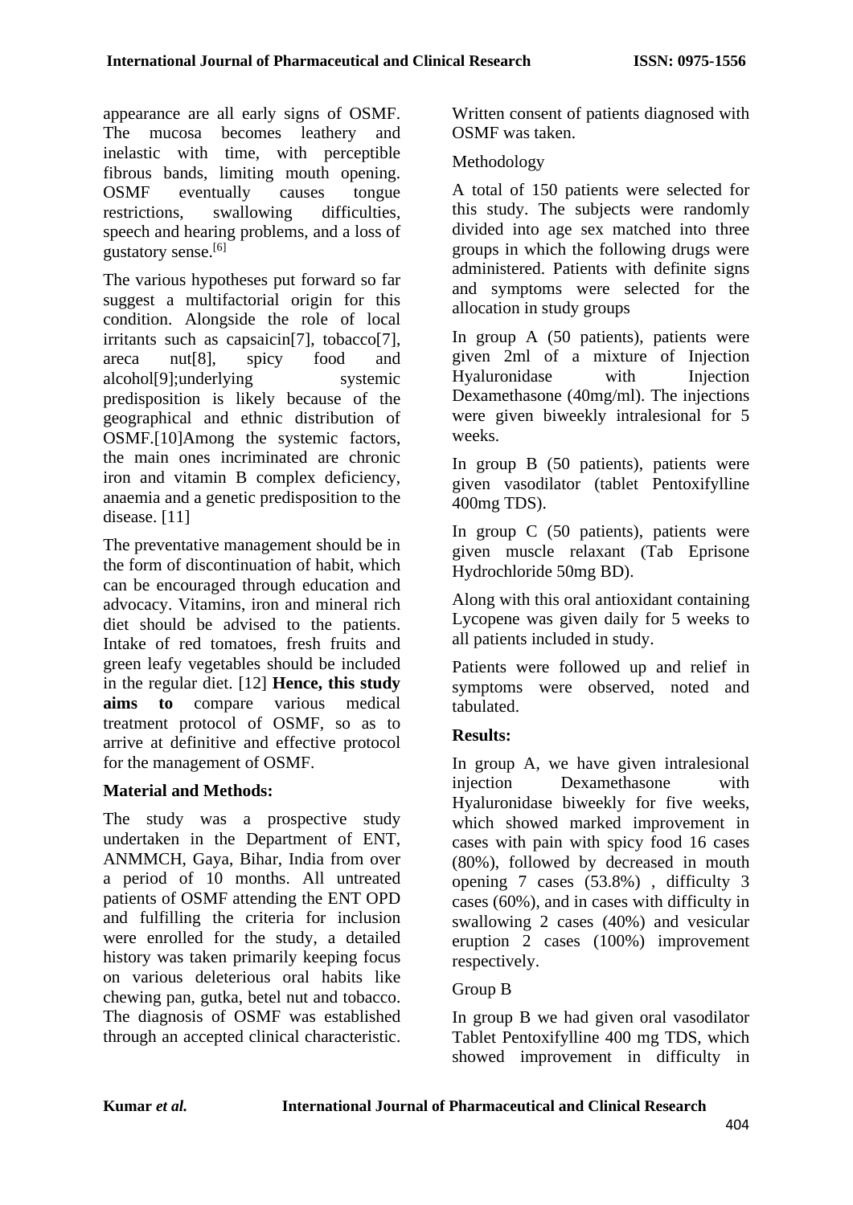appearance are all early signs of OSMF. The mucosa becomes leathery and inelastic with time, with perceptible fibrous bands, limiting mouth opening. OSMF eventually causes tongue restrictions, swallowing difficulties, speech and hearing problems, and a loss of gustatory sense.[6]

The various hypotheses put forward so far suggest a multifactorial origin for this condition. Alongside the role of local irritants such as capsaicin[7], tobacco[7], areca nut[8], spicy food and alcohol[9];underlying systemic predisposition is likely because of the geographical and ethnic distribution of OSMF.[10]Among the systemic factors, the main ones incriminated are chronic iron and vitamin B complex deficiency, anaemia and a genetic predisposition to the disease. [11]

The preventative management should be in the form of discontinuation of habit, which can be encouraged through education and advocacy. Vitamins, iron and mineral rich diet should be advised to the patients. Intake of red tomatoes, fresh fruits and green leafy vegetables should be included in the regular diet. [12] **Hence, this study aims to** compare various medical treatment protocol of OSMF, so as to arrive at definitive and effective protocol for the management of OSMF.

## Material and Methods:

The study was a prospective study undertaken in the Department of ENT, ANMMCH, Gaya, Bihar, India from over a period of 10 months. All untreated patients of OSMF attending the ENT OPD and fulfilling the criteria for inclusion were enrolled for the study, a detailed history was taken primarily keeping focus on various deleterious oral habits like chewing pan, gutka, betel nut and tobacco. The diagnosis of OSMF was established through an accepted clinical characteristic. Written consent of patients diagnosed with OSMF was taken.

Methodology

A total of 150 patients were selected for this study. The subjects were randomly divided into age sex matched into three groups in which the following drugs were administered. Patients with definite signs and symptoms were selected for the allocation in study groups

In group A (50 patients), patients were given 2ml of a mixture of Injection Hyaluronidase with Injection Dexamethasone (40mg/ml). The injections were given biweekly intralesional for 5 weeks.

In group B (50 patients), patients were given vasodilator (tablet Pentoxifylline 400mg TDS).

In group C (50 patients), patients were given muscle relaxant (Tab Eprisone Hydrochloride 50mg BD).

Along with this oral antioxidant containing Lycopene was given daily for 5 weeks to all patients included in study.

Patients were followed up and relief in symptoms were observed, noted and tabulated.

## Results:

In group A, we have given intralesional injection Dexamethasone with Hyaluronidase biweekly for five weeks, which showed marked improvement in cases with pain with spicy food 16 cases (80%), followed by decreased in mouth opening 7 cases (53.8%) , difficulty 3 cases (60%), and in cases with difficulty in swallowing 2 cases (40%) and vesicular eruption 2 cases (100%) improvement respectively.

Group B

In group B we had given oral vasodilator Tablet Pentoxifylline 400 mg TDS, which showed improvement in difficulty in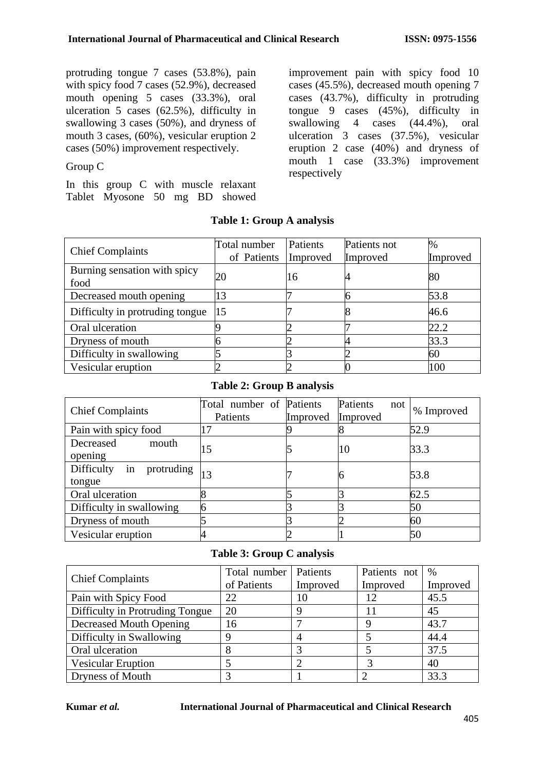protruding tongue 7 cases (53.8%), pain with spicy food 7 cases (52.9%), decreased mouth opening 5 cases (33.3%), oral ulceration 5 cases (62.5%), difficulty in swallowing 3 cases (50%), and dryness of mouth 3 cases, (60%), vesicular eruption 2 cases (50%) improvement respectively.

Group C

In this group C with muscle relaxant Tablet Myosone 50 mg BD showed improvement pain with spicy food 10 cases (45.5%), decreased mouth opening 7 cases (43.7%), difficulty in protruding tongue 9 cases (45%), difficulty in swallowing 4 cases (44.4%), oral ulceration 3 cases (37.5%), vesicular eruption 2 case (40%) and dryness of mouth 1 case (33.3%) improvement respectively

**Table 1: Group A analysis**

| Chief Complaints | Total number of Patients | Patients Improved | Patients not Improved | % Improved |
|---|---|---|---|---|
| Burning sensation with spicy food | 20 | 16 | 4 | 80 |
| Decreased mouth opening | 13 | 7 | 6 | 53.8 |
| Difficulty in protruding tongue | 15 | 7 | 8 | 46.6 |
| Oral ulceration | 9 | 2 | 7 | 22.2 |
| Dryness of mouth | 6 | 2 | 4 | 33.3 |
| Difficulty in swallowing | 5 | 3 | 2 | 60 |
| Vesicular eruption | 2 | 2 | 0 | 100 |

**Table 2: Group B analysis**

| Chief Complaints | Total number of Patients | Patients Improved | Patients not Improved | % Improved |
|---|---|---|---|---|
| Pain with spicy food | 17 | 9 | 8 | 52.9 |
| Decreased mouth opening | 15 | 5 | 10 | 33.3 |
| Difficulty in protruding tongue | 13 | 7 | 6 | 53.8 |
| Oral ulceration | 8 | 5 | 3 | 62.5 |
| Difficulty in swallowing | 6 | 3 | 3 | 50 |
| Dryness of mouth | 5 | 3 | 2 | 60 |
| Vesicular eruption | 4 | 2 | 1 | 50 |

**Table 3: Group C analysis**

| Chief Complaints | Total number of Patients | Patients Improved | Patients not Improved | % Improved |
|---|---|---|---|---|
| Pain with Spicy Food | 22 | 10 | 12 | 45.5 |
| Difficulty in Protruding Tongue | 20 | 9 | 11 | 45 |
| Decreased Mouth Opening | 16 | 7 | 9 | 43.7 |
| Difficulty in Swallowing | 9 | 4 | 5 | 44.4 |
| Oral ulceration | 8 | 3 | 5 | 37.5 |
| Vesicular Eruption | 5 | 2 | 3 | 40 |
| Dryness of Mouth | 3 | 1 | 2 | 33.3 |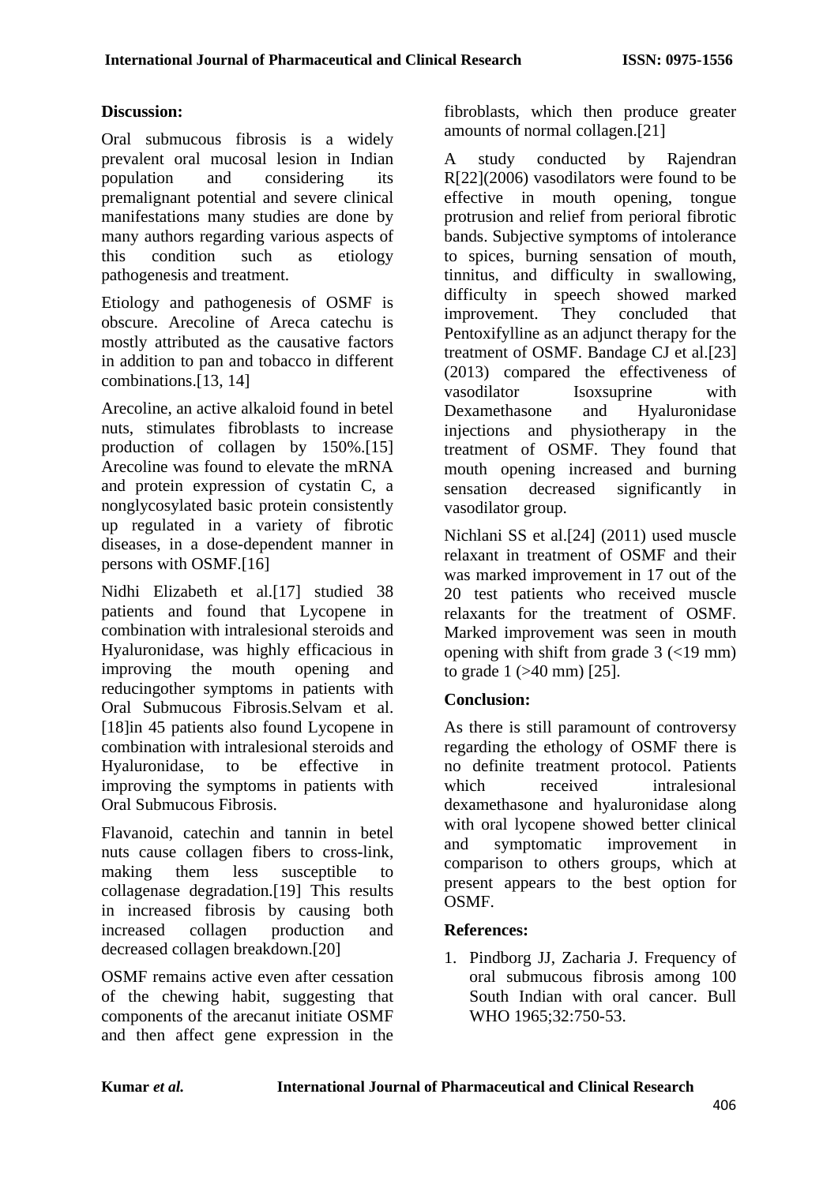## Discussion:

Oral submucous fibrosis is a widely prevalent oral mucosal lesion in Indian population and considering its premalignant potential and severe clinical manifestations many studies are done by many authors regarding various aspects of this condition such as etiology pathogenesis and treatment.

Etiology and pathogenesis of OSMF is obscure. Arecoline of Areca catechu is mostly attributed as the causative factors in addition to pan and tobacco in different combinations.[13, 14]

Arecoline, an active alkaloid found in betel nuts, stimulates fibroblasts to increase production of collagen by 150%.[15] Arecoline was found to elevate the mRNA and protein expression of cystatin C, a nonglycosylated basic protein consistently up regulated in a variety of fibrotic diseases, in a dose-dependent manner in persons with OSMF.[16]

Nidhi Elizabeth et al.[17] studied 38 patients and found that Lycopene in combination with intralesional steroids and Hyaluronidase, was highly efficacious in improving the mouth opening and reducingother symptoms in patients with Oral Submucous Fibrosis.Selvam et al.[18]in 45 patients also found Lycopene in combination with intralesional steroids and Hyaluronidase, to be effective in improving the symptoms in patients with Oral Submucous Fibrosis.

Flavanoid, catechin and tannin in betel nuts cause collagen fibers to cross-link, making them less susceptible to collagenase degradation.[19] This results in increased fibrosis by causing both increased collagen production and decreased collagen breakdown.[20]

OSMF remains active even after cessation of the chewing habit, suggesting that components of the arecanut initiate OSMF and then affect gene expression in the fibroblasts, which then produce greater amounts of normal collagen.[21]

A study conducted by Rajendran R[22](2006) vasodilators were found to be effective in mouth opening, tongue protrusion and relief from perioral fibrotic bands. Subjective symptoms of intolerance to spices, burning sensation of mouth, tinnitus, and difficulty in swallowing, difficulty in speech showed marked improvement. They concluded that Pentoxifylline as an adjunct therapy for the treatment of OSMF. Bandage CJ et al.[23] (2013) compared the effectiveness of vasodilator Isoxsuprine with Dexamethasone and Hyaluronidase injections and physiotherapy in the treatment of OSMF. They found that mouth opening increased and burning sensation decreased significantly in vasodilator group.

Nichlani SS et al.[24] (2011) used muscle relaxant in treatment of OSMF and their was marked improvement in 17 out of the 20 test patients who received muscle relaxants for the treatment of OSMF. Marked improvement was seen in mouth opening with shift from grade 3 (<19 mm) to grade 1 (>40 mm) [25].

## Conclusion:

As there is still paramount of controversy regarding the ethology of OSMF there is no definite treatment protocol. Patients which received intralesional dexamethasone and hyaluronidase along with oral lycopene showed better clinical and symptomatic improvement in comparison to others groups, which at present appears to the best option for OSMF.

## References:

1. Pindborg JJ, Zacharia J. Frequency of oral submucous fibrosis among 100 South Indian with oral cancer. Bull WHO 1965;32:750-53.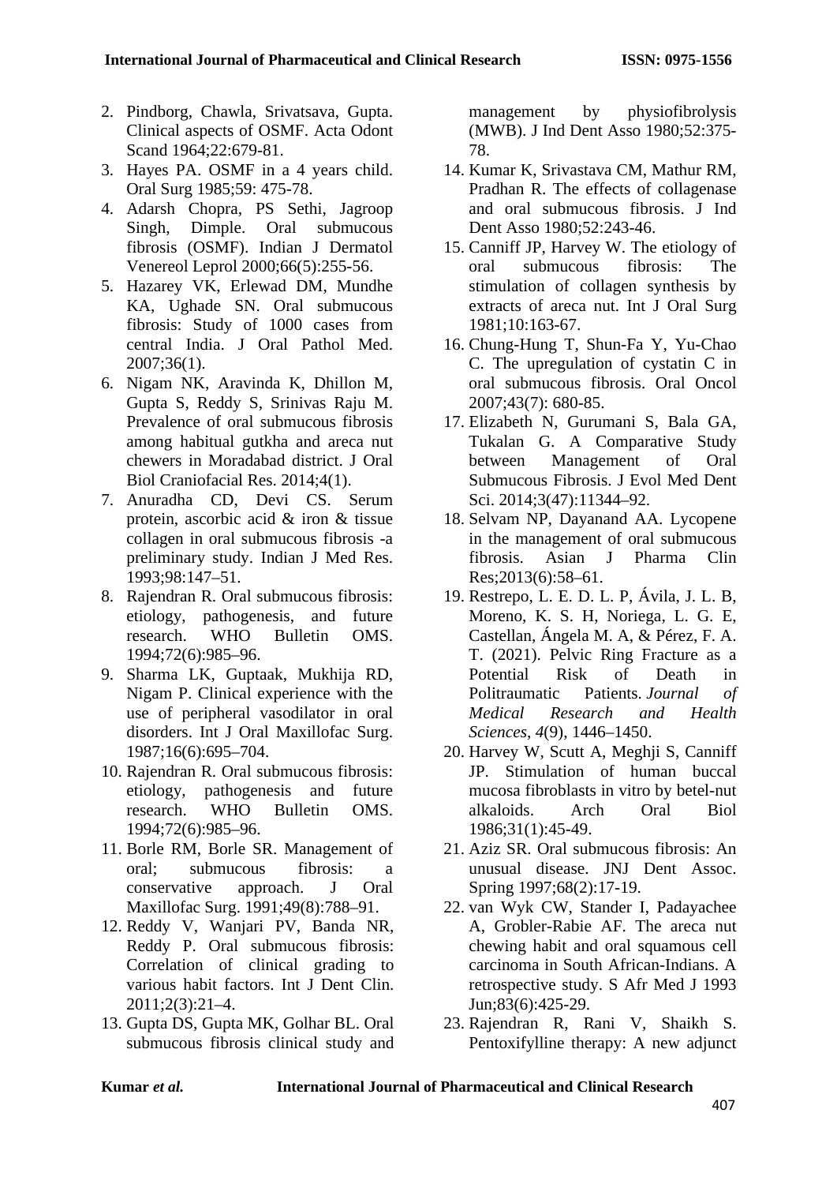2. Pindborg, Chawla, Srivatsava, Gupta. Clinical aspects of OSMF. Acta Odont Scand 1964;22:679-81.
3. Hayes PA. OSMF in a 4 years child. Oral Surg 1985;59: 475-78.
4. Adarsh Chopra, PS Sethi, Jagroop Singh, Dimple. Oral submucous fibrosis (OSMF). Indian J Dermatol Venereol Leprol 2000;66(5):255-56.
5. Hazarey VK, Erlewad DM, Mundhe KA, Ughade SN. Oral submucous fibrosis: Study of 1000 cases from central India. J Oral Pathol Med. 2007;36(1).
6. Nigam NK, Aravinda K, Dhillon M, Gupta S, Reddy S, Srinivas Raju M. Prevalence of oral submucous fibrosis among habitual gutkha and areca nut chewers in Moradabad district. J Oral Biol Craniofacial Res. 2014;4(1).
7. Anuradha CD, Devi CS. Serum protein, ascorbic acid & iron & tissue collagen in oral submucous fibrosis -a preliminary study. Indian J Med Res. 1993;98:147–51.
8. Rajendran R. Oral submucous fibrosis: etiology, pathogenesis, and future research. WHO Bulletin OMS. 1994;72(6):985–96.
9. Sharma LK, Guptaak, Mukhija RD, Nigam P. Clinical experience with the use of peripheral vasodilator in oral disorders. Int J Oral Maxillofac Surg. 1987;16(6):695–704.
10. Rajendran R. Oral submucous fibrosis: etiology, pathogenesis and future research. WHO Bulletin OMS. 1994;72(6):985–96.
11. Borle RM, Borle SR. Management of oral; submucous fibrosis: a conservative approach. J Oral Maxillofac Surg. 1991;49(8):788–91.
12. Reddy V, Wanjari PV, Banda NR, Reddy P. Oral submucous fibrosis: Correlation of clinical grading to various habit factors. Int J Dent Clin. 2011;2(3):21–4.
13. Gupta DS, Gupta MK, Golhar BL. Oral submucous fibrosis clinical study and management by physiofibrolysis (MWB). J Ind Dent Asso 1980;52:375-78.
14. Kumar K, Srivastava CM, Mathur RM, Pradhan R. The effects of collagenase and oral submucous fibrosis. J Ind Dent Asso 1980;52:243-46.
15. Canniff JP, Harvey W. The etiology of oral submucous fibrosis: The stimulation of collagen synthesis by extracts of areca nut. Int J Oral Surg 1981;10:163-67.
16. Chung-Hung T, Shun-Fa Y, Yu-Chao C. The upregulation of cystatin C in oral submucous fibrosis. Oral Oncol 2007;43(7): 680-85.
17. Elizabeth N, Gurumani S, Bala GA, Tukalan G. A Comparative Study between Management of Oral Submucous Fibrosis. J Evol Med Dent Sci. 2014;3(47):11344–92.
18. Selvam NP, Dayanand AA. Lycopene in the management of oral submucous fibrosis. Asian J Pharma Clin Res;2013(6):58–61.
19. Restrepo, L. E. D. L. P, Ávila, J. L. B, Moreno, K. S. H, Noriega, L. G. E, Castellan, Ángela M. A, & Pérez, F. A. T. (2021). Pelvic Ring Fracture as a Potential Risk of Death in Politraumatic Patients. *Journal of Medical Research and Health Sciences*, *4*(9), 1446–1450.
20. Harvey W, Scutt A, Meghji S, Canniff JP. Stimulation of human buccal mucosa fibroblasts in vitro by betel-nut alkaloids. Arch Oral Biol 1986;31(1):45-49.
21. Aziz SR. Oral submucous fibrosis: An unusual disease. JNJ Dent Assoc. Spring 1997;68(2):17-19.
22. van Wyk CW, Stander I, Padayachee A, Grobler-Rabie AF. The areca nut chewing habit and oral squamous cell carcinoma in South African-Indians. A retrospective study. S Afr Med J 1993 Jun;83(6):425-29.
23. Rajendran R, Rani V, Shaikh S. Pentoxifylline therapy: A new adjunct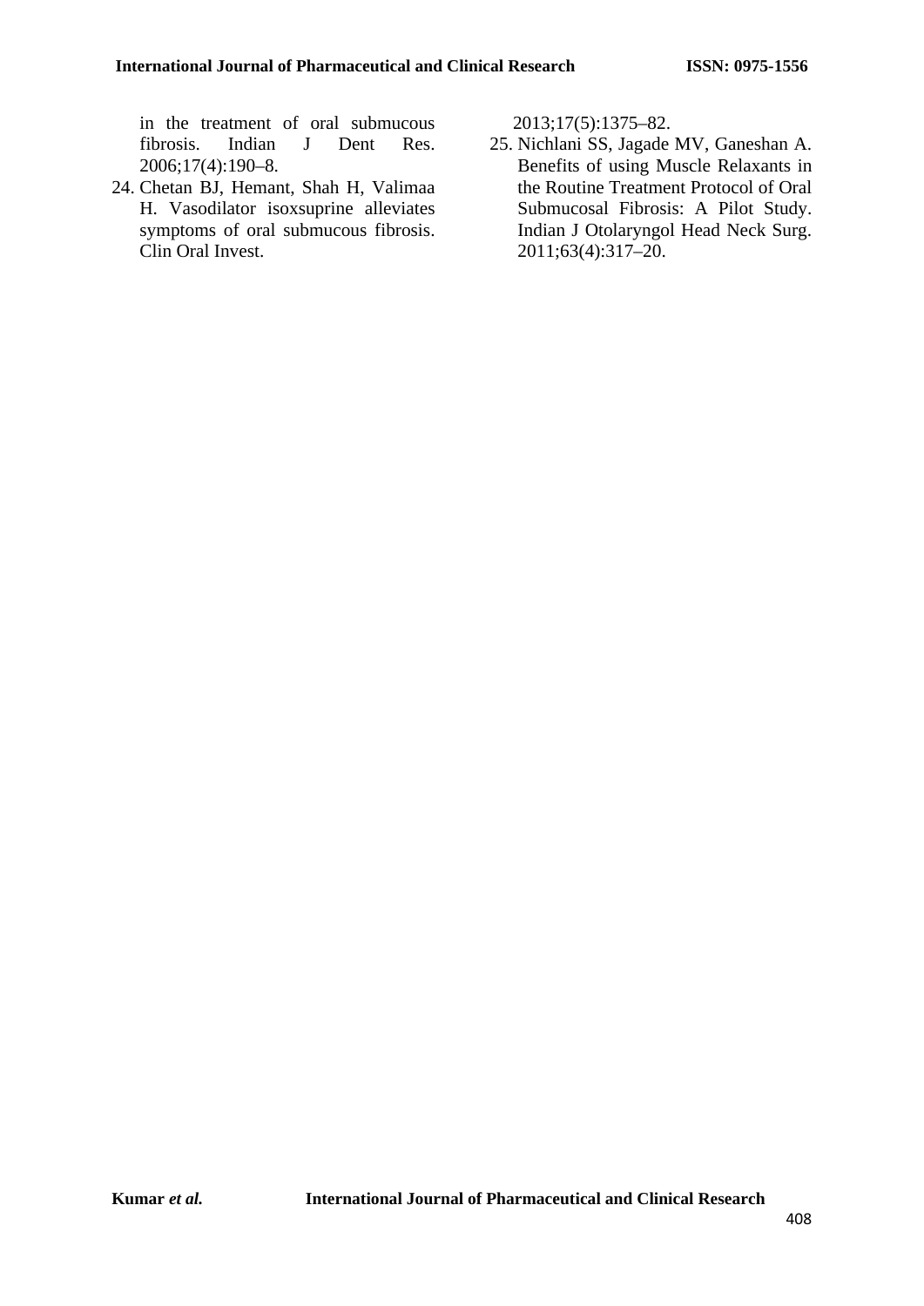in the treatment of oral submucous fibrosis. Indian J Dent Res. 2006;17(4):190–8.

24. Chetan BJ, Hemant, Shah H, Valimaa H. Vasodilator isoxsuprine alleviates symptoms of oral submucous fibrosis. Clin Oral Invest. 2013;17(5):1375–82.
25. Nichlani SS, Jagade MV, Ganeshan A. Benefits of using Muscle Relaxants in the Routine Treatment Protocol of Oral Submucosal Fibrosis: A Pilot Study. Indian J Otolaryngol Head Neck Surg. 2011;63(4):317–20.